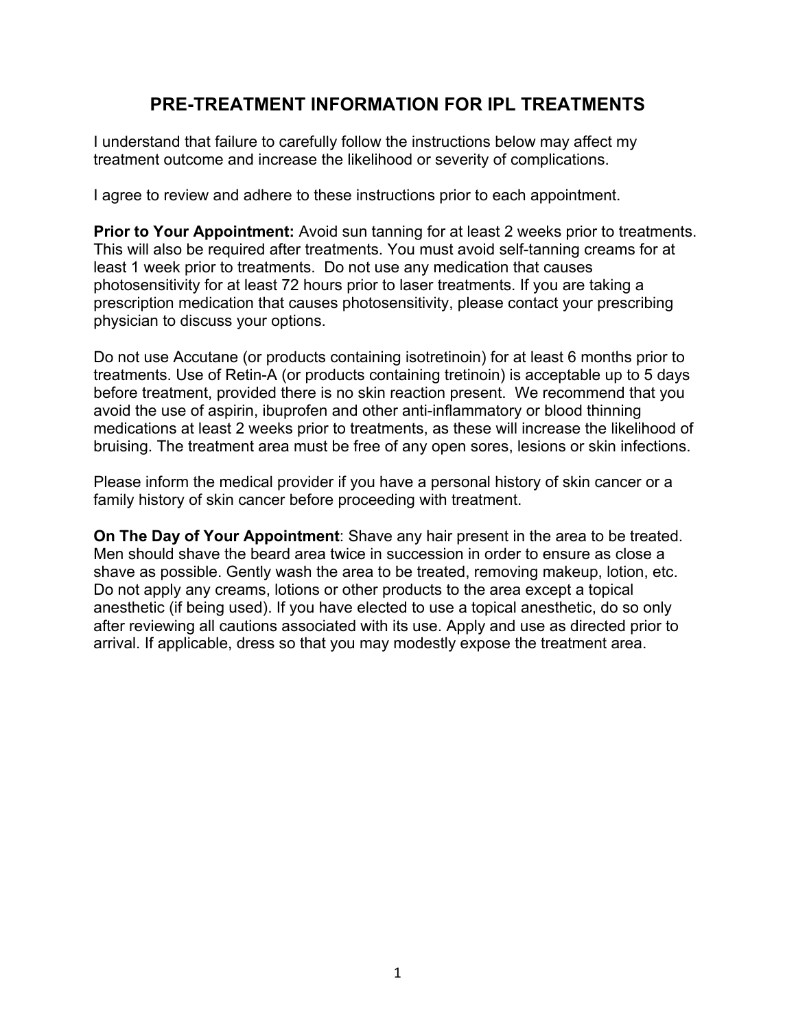# PRE-TREATMENT INFORMATION FOR IPL TREATMENTS

I understand that failure to carefully follow the instructions below may affect my treatment outcome and increase the likelihood or severity of complications.

I agree to review and adhere to these instructions prior to each appointment.

**Prior to Your Appointment:** Avoid sun tanning for at least 2 weeks prior to treatments. This will also be required after treatments. You must avoid self-tanning creams for at least 1 week prior to treatments. Do not use any medication that causes photosensitivity for at least 72 hours prior to laser treatments. If you are taking a prescription medication that causes photosensitivity, please contact your prescribing physician to discuss your options.

Do not use Accutane (or products containing isotretinoin) for at least 6 months prior to treatments. Use of Retin-A (or products containing tretinoin) is acceptable up to 5 days before treatment, provided there is no skin reaction present. We recommend that you avoid the use of aspirin, ibuprofen and other anti-inflammatory or blood thinning medications at least 2 weeks prior to treatments, as these will increase the likelihood of bruising. The treatment area must be free of any open sores, lesions or skin infections.

Please inform the medical provider if you have a personal history of skin cancer or a family history of skin cancer before proceeding with treatment.

**On The Day of Your Appointment**: Shave any hair present in the area to be treated. Men should shave the beard area twice in succession in order to ensure as close a shave as possible. Gently wash the area to be treated, removing makeup, lotion, etc. Do not apply any creams, lotions or other products to the area except a topical anesthetic (if being used). If you have elected to use a topical anesthetic, do so only after reviewing all cautions associated with its use. Apply and use as directed prior to arrival. If applicable, dress so that you may modestly expose the treatment area.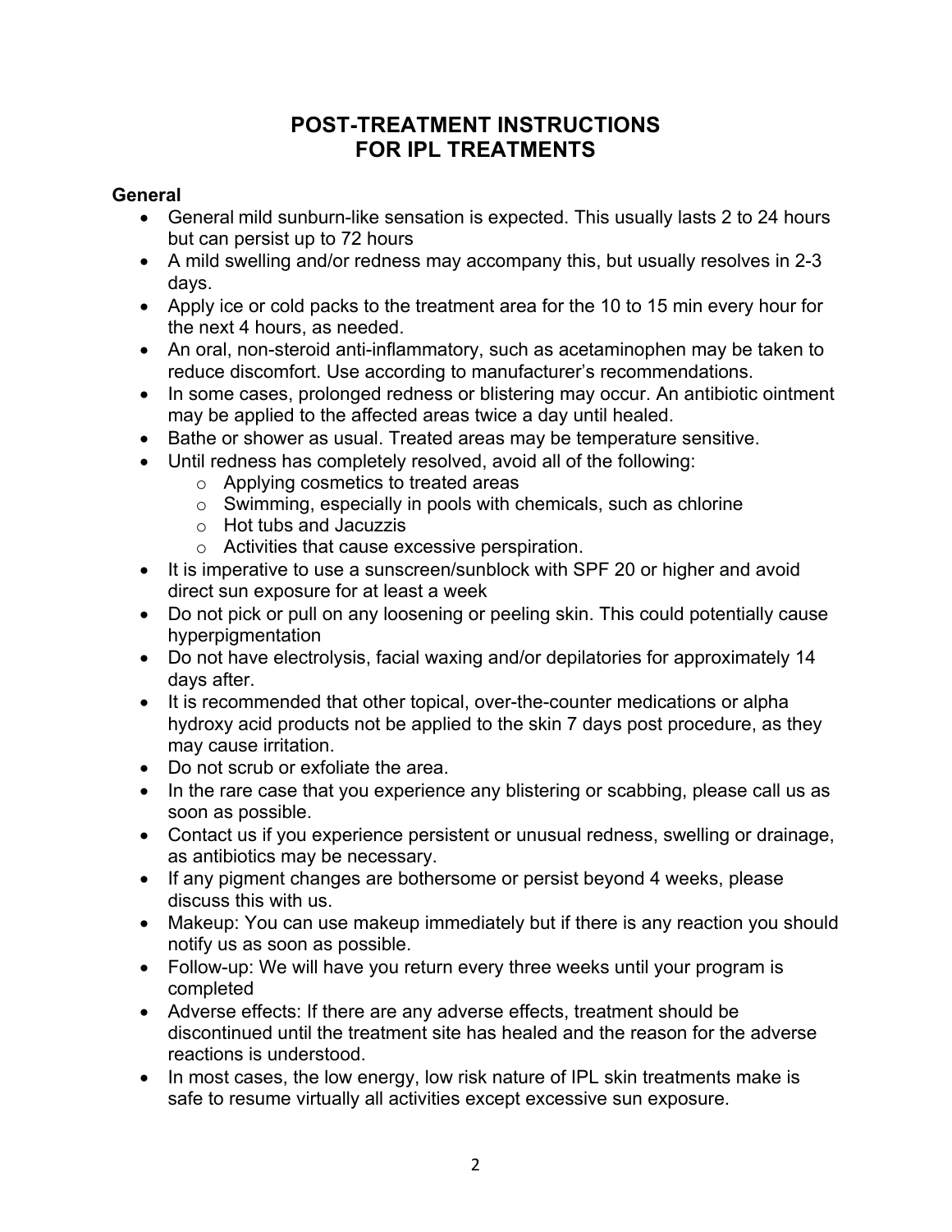# POST-TREATMENT INSTRUCTIONS FOR IPL TREATMENTS

**General**

- General mild sunburn-like sensation is expected. This usually lasts 2 to 24 hours but can persist up to 72 hours
- A mild swelling and/or redness may accompany this, but usually resolves in 2-3 days.
- Apply ice or cold packs to the treatment area for the 10 to 15 min every hour for the next 4 hours, as needed.
- An oral, non-steroid anti-inflammatory, such as acetaminophen may be taken to reduce discomfort. Use according to manufacturer's recommendations.
- In some cases, prolonged redness or blistering may occur. An antibiotic ointment may be applied to the affected areas twice a day until healed.
- Bathe or shower as usual. Treated areas may be temperature sensitive.
- Until redness has completely resolved, avoid all of the following:
  - Applying cosmetics to treated areas
  - Swimming, especially in pools with chemicals, such as chlorine
  - Hot tubs and Jacuzzis
  - Activities that cause excessive perspiration.
- It is imperative to use a sunscreen/sunblock with SPF 20 or higher and avoid direct sun exposure for at least a week
- Do not pick or pull on any loosening or peeling skin. This could potentially cause hyperpigmentation
- Do not have electrolysis, facial waxing and/or depilatories for approximately 14 days after.
- It is recommended that other topical, over-the-counter medications or alpha hydroxy acid products not be applied to the skin 7 days post procedure, as they may cause irritation.
- Do not scrub or exfoliate the area.
- In the rare case that you experience any blistering or scabbing, please call us as soon as possible.
- Contact us if you experience persistent or unusual redness, swelling or drainage, as antibiotics may be necessary.
- If any pigment changes are bothersome or persist beyond 4 weeks, please discuss this with us.
- Makeup: You can use makeup immediately but if there is any reaction you should notify us as soon as possible.
- Follow-up: We will have you return every three weeks until your program is completed
- Adverse effects: If there are any adverse effects, treatment should be discontinued until the treatment site has healed and the reason for the adverse reactions is understood.
- In most cases, the low energy, low risk nature of IPL skin treatments make is safe to resume virtually all activities except excessive sun exposure.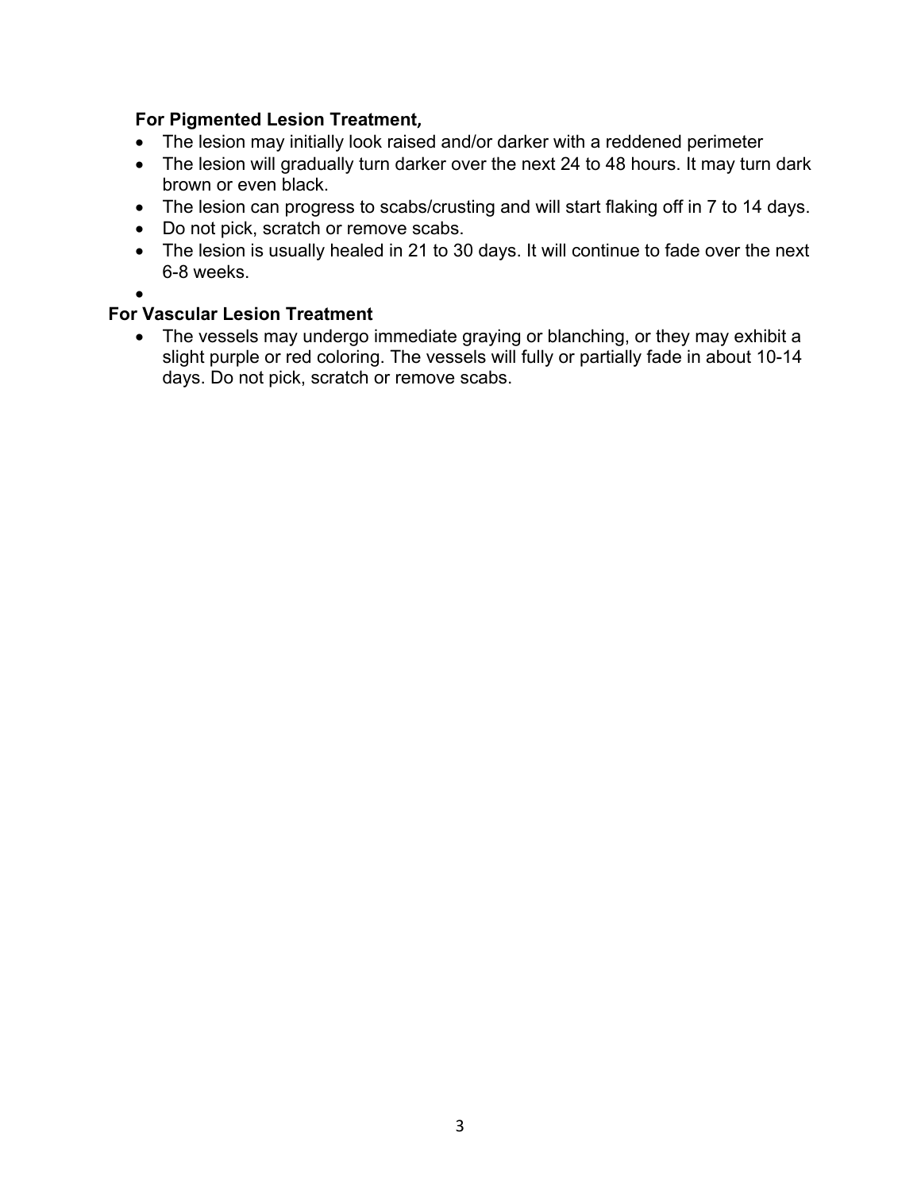**For Pigmented Lesion Treatment,**

- The lesion may initially look raised and/or darker with a reddened perimeter
- The lesion will gradually turn darker over the next 24 to 48 hours. It may turn dark brown or even black.
- The lesion can progress to scabs/crusting and will start flaking off in 7 to 14 days.
- Do not pick, scratch or remove scabs.
- The lesion is usually healed in 21 to 30 days. It will continue to fade over the next 6-8 weeks.

**For Vascular Lesion Treatment**

- The vessels may undergo immediate graying or blanching, or they may exhibit a slight purple or red coloring. The vessels will fully or partially fade in about 10-14 days. Do not pick, scratch or remove scabs.